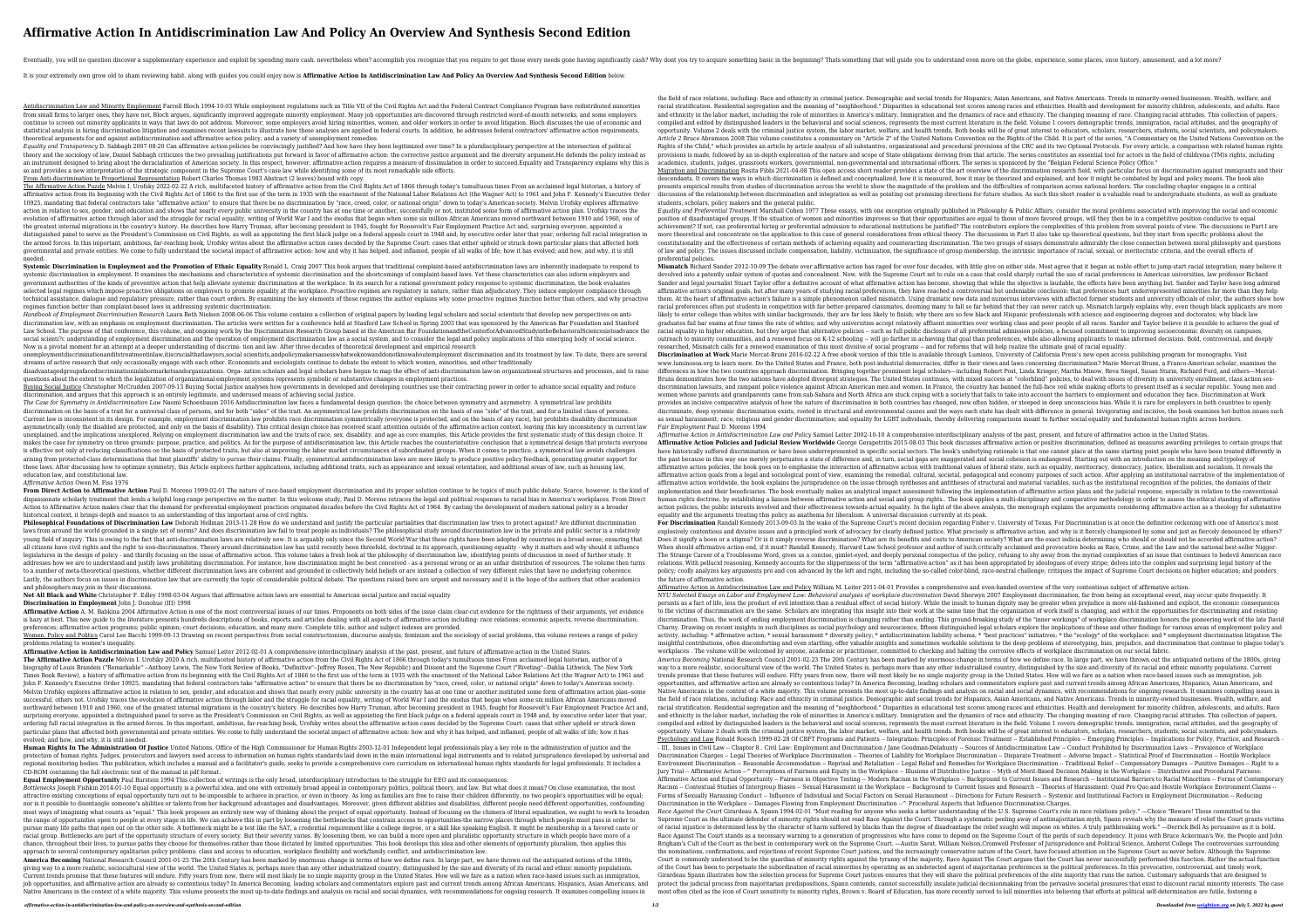# Affirmative Action In Antidiscrimination Law And Policy An Overview And Synthesis Second Edition

Eventually, you will no question discover a supplementary experience and exploit by spending more cash. nevertheless when? accomplish you recognize that you require to get those every needs gone having significantly cash? Why dont you try to acquire something basic in the beginning? Thats something that will guide you to understand even more on the globe, experience, some places, once history, amusement, and a lot more?

It is your extremely own grow old to sham reviewing habit. along with guides you could enjoy now is **Affirmative Action In Antidiscrimination Law And Policy An Overview And Synthesis Second Edition** below.

Antidiscrimination Law and Minority Employment Farrell Bloch 1994-10-03 While employment regulations such as Title VII of the Civil Rights Act and the Federal Contract Compliance Program have redistributed minorities from small firms to larger ones, they have not, Bloch argues, significantly improved aggregate minority employment. Many job opportunities are discovered through restricted word-of-mouth networks, and some employers continue to screen out minority applicants in ways that laws do not address. Moreover, some employers avoid hiring minorities, women, and older workers in order to avoid litigation. Bloch discusses the use of economic and statistical analysis in hiring discrimination litigation and examines recent lawsuits to illustrate how these analyses are applied in federal courts. In addition, he addresses federal contractors' affirmative action requirements, theoretical arguments for and against antidiscrimination and affirmative action policy, and a variety of unemployment remedies.

*Equality and Transparency* D. Sabbagh 2007-08-20 Can affirmative action policies be convincingly justified? And how have they been legitimized over time? In a pluridisciplinary perspective at the intersection of political theory and the sociology of law, Daniel Sabbagh criticizes the two prevailing justifications put forward in favor of affirmative action: the corrective justice argument and the diversity argument.He defends the policy instead as an instrument designed to bring about the deracialization of American society. In this respect, however, affirmative action requires a measure of dissimulation in order to succeed.Equality and Transparency explains why this is so and provides a new interpretation of the strategic component in the Supreme Court's case law while identifying some of its most remarkable side effects.

From Anti-discrimination to Proportional Representation Robert Charles Thomas 1983 Abstract (2 leaves) bound with copy.

The Affirmative Action Puzzle Melvin I. Urofsky 2022-02-22 A rich, multifaceted history of affirmative action from the Civil Rights Act of 1866 through today's tumultuous times From an acclaimed legal historian, a history of affirmative action from its beginning with the Civil Rights Act of 1866 to the first use of the term in 1935 with the enactment of the National Labor Relations Act (the Wagner Act) to 1961 and John F. Kennedy's Executive Order 10925, mandating that federal contractors take "affirmative action" to ensure that there be no discrimination by "race, creed, color, or national origin" down to today's American society. Melvin Urofsky explores affirmative action in relation to sex, gender, and education and shows that nearly every public university in the country has at one time or another, successfully or not, instituted some form of affirmative action plan. Urofsky traces the evolution of affirmative action through labor and the struggle for racial equality, writing of World War I and the exodus that began when some six million African Americans moved northward between 1910 and 1960, one of the greatest internal migrations in the country's history. He describes how Harry Truman, after becoming president in 1945, fought for Roosevelt's Fair Employment Practice Act and, surprising everyone, appointed a distinguished panel to serve as the President's Commission on Civil Rights, as well as appointing the first black judge on a federal appeals court in 1948 and, by executive order later that year, ordering full racial integration in the armed forces. In this important, ambitious, far-reaching book, Urofsky writes about the affirmative action cases decided by the Supreme Court: cases that either upheld or struck down particular plans that affected both governmental and private entities. We come to fully understand the societal impact of affirmative action: how and why it has helped, and inflamed, people of all walks of life; how it has evolved; and how, and why, it is still needed.

**Systemic Discrimination in Employment and the Promotion of Ethnic Equality** Ronald L. Craig 2007 This book argues that traditional complaint-based antidiscrimination laws are inherently inadequate to respond to systemic discrimination in employment. It examines the mechanisms and characteristics of systemic discrimination and the shortcomings of complaint-based laws. Yet these characteristics can also inform employers and government authorities of the kinds of preventive action that help alleviate systemic discrimination at the workplace. In its search for a rational government policy response to systemic discrimination, the book evaluates selected legal regimes which impose proactive obligations on employers to promote equality at the workplace. Proactive regimes are regulatory in nature, rather than adjudicatory. They induce employer compliance through technical assistance, dialogue and regulatory pressure, rather than court orders. By examining the key elements of these regimes the author explains why some proactive regimes function better than others, and why proactive regimes function better than complaint-based laws in addressing systemic discrimination.

*Handbook of Employment Discrimination Research* Laura Beth Nielsen 2008-06-06 This volume contains a collection of original papers by leading legal scholars and social scientists that develop new perspectives on anti-discrimination law, with an emphasis on employment discrimination. The articles were written for a conference held at Stanford Law School in Spring 2003 that was sponsored by the American Bar Foundation and Stanford Law School. The purpose of that conference, this volume, and ongoing work by the Discrimination Research Group based at the American Bar FoundationandtheCenterforAdvancedStudyintheBehavioralSciencesistoadvance the social scientific understanding of employment discrimination and the operation of employment discrimination law as a social system, and to consider the legal and policy implications of this emerging body of social science. Now is a pivotal moment for an attempt at a deeper understanding of discrimi- tion and law. After three decades of theoretical development and empirical research onemploymentdiscriminationanditstreatmentinlaw,itiscrucialthatlawyers,social scientists,andpolicymakersassesswhatweknowanddonotknowabout employment discrimination and its treatment by law. To date, there are several streams of active research that only occasionally engage with each other. Economists and sociologists continue to debate the extent to which women, minorities, and other traditionally disadvantagedgroupsfacediscriminationinlabormarketsandorganizations. Orga- zation scholars and legal scholars have begun to map the effect of anti-discrimination law on organizational structures and processes, and to raise questions about the extent to which the legalization of organizational employment systems represents symbolic or substantive changes in employment practices.

Buying Social Justice Christopher McCrudden 2007-09-13 Buying Social Justice analyses how governments in developed and developing countries use their contracting power in order to advance social equality and reduce discrimination, and argues that this approach is an entirely legitimate, and underused means of achieving social justice.

*The Case for Symmetry in Antidiscrimination Law* Naomi Schoenbaum 2016 Antidiscrimination law faces a fundamental design question: the choice between symmetry and asymmetry. A symmetrical law prohibits discrimination on the basis of a trait for a universal class of persons, and for both "sides" of the trait. An asymmetrical law prohibits discrimination on the basis of one "side" of the trait, and for a limited class of persons. Current law is inconsistent in its design. For example, employment discrimination law prohibits race discrimination symmetrically (everyone is protected, and on the basis of any race), but prohibits disability discrimination asymmetrically (only the disabled are protected, and only on the basis of disability). This critical design choice has received scant attention outside the affirmative action context, leaving this key inconsistency in current law unexplained, and the implications unexplored. Relying on employment discrimination law and the traits of race, sex, disability, and age as core examples, this Article provides the first systematic study of this design choice. It makes the case for symmetry on three grounds: purpose, practice, and politics. As for the purpose of antidiscrimination law, this Article reaches the counterintuitive conclusion that a symmetrical design that protects everyone is effective not only at reducing classifications on the basis of protected traits, but also at improving the labor market circumstances of subordinated groups. When it comes to practice, a symmetrical law avoids challenges arising from protected-class determinations that limit plaintiffs' ability to pursue their claims. Finally, symmetrical antidiscrimination laws are more likely to produce positive policy feedback, generating greater support for these laws. After discussing how to optimize symmetry, this Article explores further applications, including additional traits, such as appearance and sexual orientation, and additional areas of law, such as housing law, education law, and constitutional law.

*Affirmative Action* Owen M. Fiss 1976

**From Direct Action to Affirmative Action** Paul D. Moreno 1999-02-01 The nature of race-based employment discrimination and its proper solution continue to be topics of much public debate. Scarce, however, is the kind of dispassionate scholarly treatment that lends a helpful long-range perspective on the matter. In this welcome study, Paul D. Moreno retraces the legal and political responses to racial bias in America's workplaces. From Direct Action to Affirmative Action makes clear that the demand for preferential employment practices originated decades before the Civil Rights Act of 1964. By casting the development of modern national policy in a broader historical context, it brings depth and nuance to an understanding of this important area of civil rights.

**Philosophical Foundations of Discrimination Law** Deborah Hellman 2013-11-28 How do we understand and justify the particular partialities that discrimination law tries to protect against? Are different discrimination laws from around the world grounded in a single set of norms? And does discrimination law fail to treat people as individuals? The philosophical study around discrimination law in the private and public sector is a relatively young field of inquiry. This is owing to the fact that anti-discrimination laws are relatively new. It is arguably only since the Second World War that these rights have been adopted by countries in a broad sense, ensuring that all citizens have civil rights and the right to non-discrimination. Theory around discrimination law has until recently been threefold, doctrinal in its approach, questioning equality - why it matters and why should it influence legislatures in the design of policy - and thirdly focusing on the issue of affirmative action. This volume takes a fresh look at the philosophy of discrimination law, identifying points of discussion in need of further study. It addresses how we are to understand and justify laws prohibiting discrimination. For instance, how discrimination might be best conceived - as a personal wrong or as an unfair distribution of resources. The volume then turns to a number of meta-theoretical questions, whether different discrimination laws are coherent and grounded in collectively held beliefs or are instead a collection of very different rules that have no underlying coherence. Lastly, the authors focus on issues in discrimination law that are currently the topic of considerable political debate. The questions raised here are urgent and necessary and it is the hope of the authors that other academics and philosophers may join in their discussions.

**Not All Black and White** Christopher F. Edley 1998-03-04 Argues that affirmative action laws are essential to American social justice and racial equality

**Discrimination in Employment** John J. Donohue (III) 1998

**Affirmative Action** A. M. Babkina 2004 Affirmative Action is one of the most controversial issues of our times. Proponents on both sides of the issue claim clear-cut evidence for the rightness of their arguments, yet evidence is hazy at best. This new guide to the literature presents hundreds descriptions of books, reports and articles dealing with all aspects of affirmative action including: race relations; economic aspects, reverse discrimination; preferences; affirmative action programs; public opinion; court decisions; education, and many more. Complete title, author and subject indexes are provided.

Women, Policy and Politics Carol Lee Bacchi 1999-09-13 Drawing on recent perspectives from social constructionism, discourse analysis, feminism and the sociology of social problems, this volume reviews a range of policy problems relating to women's inequality.

**Affirmative Action in Antidiscrimination Law and Policy** Samuel Leiter 2012-02-01 A comprehensive interdisciplinary analysis of the past, present, and future of affirmative action in the United States.

**The Affirmative Action Puzzle** Melvin I. Urofsky 2020 A rich, multifaceted history of affirmative action from the Civil Rights Act of 1866 through today's tumultuous times From acclaimed legal historian, author of a biography of Louis Brandeis ("Remarkable" --Anthony Lewis, The New York Review of Books, "Definitive"--Jeffrey Rosen, The New Republic) and Dissent and the Supreme Court ("Riveting"--Dahlia Lithwick, The New York Times Book Review), a history of affirmative action from its beginning with the Civil Rights Act of 1866 to the first use of the term in 1935 with the enactment of the National Labor Relations Act (the Wagner Act) to 1961 and John F. Kennedy's Executive Order 10925, mandating that federal contractors take "affirmative action" to ensure that there be no discrimination by "race, creed, color, or national origin" down to today's American society. Melvin Urofsky explores affirmative action in relation to sex, gender, and education and shows that nearly every public university in the country has at one time or another instituted some form of affirmative action plan--some successful, others not. Urofsky traces the evolution of affirmative action through labor and the struggle for racial equality, writing of World War I and the exodus that began when some six million African Americans moved northward between 1910 and 1960, one of the greatest internal migrations in the country's history. He describes how Harry Truman, after becoming president in 1945, fought for Roosevelt's Fair Employment Practice Act and, surprising everyone, appointed a distinguished panel to serve as the President's Commission on Civil Rights, as well as appointing the first black judge on a federal appeals court in 1948 and, by executive order later that year, ordering full racial integration in the armed forces. In this important, ambitious, far-reaching book, Urofsky writes about the affirmative action cases decided by the Supreme Court: cases that either upheld or struck down particular plans that affected both governmental and private entities. We come to fully understand the societal impact of affirmative action: how and why it has helped, and inflamed, people of all walks of life; how it has evolved; and how, and why, it is still needed.

**Human Rights In The Administration Of Justice** United Nations. Office of the High Commissioner for Human Rights 2003-12-01 Independent legal professionals play a key role in the administration of justice and the protection of human rights. Judges, prosecutors and lawyers need access to information on human rights standards laid down in the main international legal instruments and to related jurisprudence developed by universal and regional monitoring bodies. This publication, which includes a manual and a facilitator's guide, seeks to provide a comprehensive core curriculum on international human rights standards for legal professionals. It includes a CD-ROM containing the full electronic text of the manual in pdf format.

**Equal Employment Opportunity** Paul Burstein 1994 This collection of writings is the only broad, interdisciplinary introduction to the struggle for EEO and its consequences.

*Bottlenecks* Joseph Fishkin 2014-01-10 Equal opportunity is a powerful idea, and one with extremely broad appeal in contemporary politics, political theory, and law. But what does it mean? On close examination, the most attractive existing conceptions of equal opportunity turn out to be impossible to achieve in practice, or even in theory. As long as families are free to raise their children differently, no two people's opportunities will be equal; nor is it possible to disentangle someone's abilities or talents from her background advantages and disadvantages. Moreover, given different abilities and disabilities, different people need different opportunities, confounding most ways of imagining what counts as "equal." This book proposes an entirely new way of thinking about the project of equal opportunity. Instead of focusing on the chimera of literal equalization, we ought to work to broaden the range of opportunities open to people at every stage in life. We can achieve this in part by loosening the bottlenecks that constrain access to opportunities-the narrow places through which people must pass in order to pursue many life paths that open out on the other side. A bottleneck might be a test like the SAT, a credential requirement like a college degree, or a skill like speaking English. It might be membership in a favored caste or racial group. Bottlenecks are part of the opportunity structure of every society. But their severity varies. By loosening them, we can build a more open and pluralistic opportunity structure in which people have more of a chance, throughout their lives, to pursue paths they choose for themselves-rather than those dictated by limited opportunities. This book develops this idea and other elements of opportunity pluralism, then applies this approach to several contemporary egalitarian policy problems: class and access to education, workplace flexibility and work/family conflict, and antidiscrimination law.

**America Becoming** National Research Council 2001-01-25 The 20th Century has been marked by enormous change in terms of how we define race. In large part, we have thrown out the antiquated notions of the 1800s, giving way to a more realistic, sociocultural view of the world. The United States is, perhaps more than any other industrialized country, distinguished by the size and diversity of its racial and ethnic minority populations. Current trends promise that these features will endure. Fifty years from now, there will most likely be no single majority group in the United States. How will we fare as a nation when race-based issues such as immigration, job opportunities, and affirmative action are already so contentious today? In America Becoming, leading scholars and commentators explore past and current trends among African Americans, Hispanics, Asian Americans, and Native Americans in the context of a white majority. This volume presents the most up-to-date findings and analysis on racial and social dynamics, with recommendations for ongoing research. It examines compelling issues in the field of race relations, including: Race and ethnicity in criminal justice. Demographic and social trends for Hispanics, Asian Americans, and Native Americans. Trends in minority-owned businesses. Wealth, welfare, and racial stratification. Residential segregation and the meaning of "neighborhood." Disparities in educational test scores among races and ethnicities. Health and development for minority children, adolescents, and adults. Race and ethnicity in the labor market, including the role of minorities in America's military. Immigration and the dynamics of race and ethnicity. The changing meaning of race. Changing racial attitudes. This collection of papers, compiled and edited by distinguished leaders in the behavioral and social sciences, represents the most current literature in the field. Volume 1 covers demographic trends, immigration, racial attitudes, and the geography of opportunity. Volume 2 deals with the criminal justice system, the labor market, welfare, and health trends. Both books will be of great interest to educators, scholars, researchers, students, social scientists, and policymakers.

*Article 2* Bruce Abramson 2008 This volume constitutes a commentary on "Article 2" of the United Nations Convention on the Rights of the Child. It is part of the series, "A Commentary on the United Nations Convention on the Rights of the Child," which provides an article by article analysis of all substantive, organizational and procedural provisions of the CRC and its two Optional Protocols. For every article, a comparison with related human rights provisions is made, followed by an in-depth exploration of the nature and scope of State obligations deriving from that article. The series constitutes an essential tool for actors in the field of childrena (TM)s rights, including academics, students, judges, grassroots workers, governmental, non-governmental and international officers. The series is sponsored by the "Belgian Federal Science Policy Office."

Migration and Discrimination Rosita Fibbi 2021-04-08 This open access short reader provides a state of the art overview of the discrimination research field, with particular focus on discrimination against immigrants and their descendants. It covers the ways in which discrimination is defined and conceptualized, how it is measured, how it may be theorized and explained, and how it might be combated by legal and policy means. The book also presents empirical results from studies of discrimination across the world to show the magnitude of the problem and the difficulties of comparison across national borders. The concluding chapter engages in a critical discussion of the relationship between discrimination and integration as well as pointing out promising directions for future studies. As such this short reader is a valuable read to undergraduate students, as well as graduate students, scholars, policy makers and the general public.

*Equality and Preferential Treatment* Marshall Cohen 1977 These essays, with one exception originally published in Philosophy & Public Affairs, consider the moral problems associated with improving the social and economic position of disadvantaged groups. If the situation of women and minorities improves so that their opportunities are equal to those of more favored groups, will they then be in a competitive position conducive to equal achievement? If not, can preferential hiring or preferential admission to educational institutions be justified? The contributors explore the complexities of this problem from several points of view. The discussions in Part I are more theoretical and concentrate on the application to this case of general considerations from ethical theory. The discussions in Part II also take up theoretical questions, but they start from specific problems about the constitutionality and the effectiveness of certain methods of achieving equality and counteracting discrimination. The two groups of essays demonstrate admirably the close connection between moral philosophy and questions of law and policy. The issues discussed include compensation, liability, victimization, the significance of group membership, the intrinsic importance of racial, sexual, or meritocratic criteria, and the overall effects of preferential policies.

**Mismatch** Richard Sander 2012-10-09 The debate over affirmative action has raged for over four decades, with little give on either side. Most agree that it began as noble effort to jump-start racial integration; many believe it devolved into a patently unfair system of quotas and concealment. Now, with the Supreme Court set to rule on a case that could sharply curtail the use of racial preferences in American universities, law professor Richard Sander and legal journalist Stuart Taylor offer a definitive account of what affirmative action has become, showing that while the objective is laudable, the effects have been anything but. Sander and Taylor have long admired affirmative action's original goals, but after many years of studying racial preferences, they have reached a controversial but undeniable conclusion: that preferences hurt underrepresented minorities far more than they help them. At the heart of affirmative action's failure is a simple phenomenon called mismatch. Using dramatic new data and numerous interviews with affected former students and university officials of color, the authors show how racial preferences often put students in competition with far better-prepared classmates, dooming many to fall so far behind that they can never catch up. Mismatch largely explains why, even though black applicants are more likely to enter college than whites with similar backgrounds, they are far less likely to finish; why there are so few black and Hispanic professionals with science and engineering degrees and doctorates; why black law graduates fail bar exams at four times the rate of whites; and why universities accept relatively affluent minorities over working class and poor people of all races. Sander and Taylor believe it is possible to achieve the goal of racial equality in higher education, but they argue that alternative policies -- such as full public disclosure of all preferential admission policies, a focused commitment to improving socioeconomic diversity on campuses, outreach to minority communities, and a renewed focus on K-12 schooling -- will go further in achieving that goal than preferences, while also allowing applicants to make informed decisions. Bold, controversial, and deeply researched, Mismatch calls for a renewed examination of this most divisive of social programs -- and for reforms that will help realize the ultimate goal of racial equality.

**Discrimination at Work** Marie Mercat-Bruns 2016-02-22 A free ebook version of this title is available through Luminos, University of California Press's new open access publishing program for monographs. Visit www.luminosoa.org to learn more. Do the United States and France, both post-industrial democracies, differ in their views and laws concerning discrimination? Marie Mercat-Bruns, a Franco-American scholar, examines the differences in how the two countries approach discrimination. Bringing together prominent legal scholars—including Robert Post, Linda Krieger, Martha Minow, Reva Siegel, Susan Sturm, Richard Ford, and others—Mercat-Bruns demonstrates how the two nations have adopted divergent strategies. The United States continues, with mixed success at "colorblind" policies, to deal with issues of diversity in university enrollment, class action sex-discrimination lawsuits, and rampant police violence against African American men and women. In France, the country has banned the full-face veil while making efforts to present itself as a secular republic. Young men and women whose parents and grandparents came from sub-Saharan and North Africa are stuck coping with a society that fails to take into account the barriers to employment and education they face. Discrimination at Work provides an incisive comparative analysis of how the nature of discrimination in both countries has changed, now often hidden, or steeped in deep unconscious bias. While it is rare for employers in both countries to openly discriminate, deep systemic discrimination exists, rooted in structural and environmental causes and the ways each state has dealt with difference in general. Invigorating and incisive, the book examines hot-button issues such as sexual harassment; race, religious and gender discrimination; and equality for LGBT individuals, thereby delivering comparisons meant to further social equality and fundamental human rights across borders.

*Fair Employment* Paul D. Moreno 1994

*Affirmative Action in Antidiscrimination Law and Policy* Samuel Leiter 2002-10-10 A comprehensive interdisciplinary analysis of the past, present, and future of affirmative action in the United States.

**Affirmative Action Policies and Judicial Review Worldwide** George Gerapetritis 2015-08-03 This book discusses affirmative action or positive discrimination, defined as measures awarding privileges to certain groups that have historically suffered discrimination or have been underrepresented in specific social sectors. The book's underlying rationale is that one cannot place at the same starting point people who have been treated differently in the past because in this way one merely perpetuates a state of difference and, in turn, social gaps are exaggerated and social cohesion is endangered. Starting out with an introduction on the meaning and typology of affirmative action policies, the book goes on to emphasize the interaction of affirmative action with traditional values of liberal state, such as equality, meritocracy, democracy, justice, liberalism and socialism. It reveals the affirmative action goals from a legal and sociological point of view, examining the remedial, cultural, societal, pedagogical and economy purposes of such action. After applying an institutional narrative of the implementation of affirmative action worldwide, the book explains the jurisprudence on the issue through syntheses and antitheses of structural and material variables, such as the institutional recognition of the policies, the domains of their implementation and their beneficiaries. The book eventually makes an analytical impact assessment following the implementation of affirmative action plans and the judicial response, especially in relation to the conventional human rights doctrine, by establishing a liaison between affirmative action and social and group rights. The book applies a multi-disciplinary and comparative methodology in order to assess the ethical standing of affirmative action policies, the public interests involved and their effectiveness towards actual equality. In the light of the above analysis, the monograph explains the arguments considering affirmative action as a theology for substantive equality and the arguments treating this policy as anathema for liberalism. A universal discussion currently at its peak.

**For Discrimination** Randall Kennedy 2013-09-03 In the wake of the Supreme Court's recent decision regarding Fisher v. University of Texas, For Discrimination is at once the definitive reckoning with one of America's most explosively contentious and divisive issues and a principled work of advocacy for clearly defined justice. What precisely is affirmative action, and why is it fiercely championed by some and just as fiercely denounced by others? Does it signify a boon or a stigma? Or is it simply reverse discrimination? What are its benefits and costs to American society? What are the exact indicia determining who should or should not be accorded affirmative action? When should affirmative action end, if it must? Randall Kennedy, Harvard Law School professor and author of such critically acclaimed and provocative books as Race, Crime, and the Law and the national best-seller Nigger: The Strange Career of a Troublesome Word, gives us a concise, gimlet-eyed, and deeply personal conspectus of the policy, refusing to shy away from the myriad complexities of an issue that continues to bedevil American race relations. With policed reasoning, Kennedy accounts for the slipperiness of the term "affirmative action" as it has been appropriated by ideologues of every stripe; delves into the complex and surprising legal history of the policy; coolly analyzes key arguments pro and con advanced by the left and right, including the so-called color-blind, race-neutral challenge; critiques the impact of Supreme Court decisions on higher education; and ponders the future of affirmative action.

Affirmative Action in Antidiscrimination Law and Policy William M. Leiter 2011-04-01 Provides a comprehensive and even-handed overview of the very contentious subject of affirmative action.

NYU Selected Essays on Labor and Employment Law: Behavioral analyses of workplace discrimination David Sherwyn 2007 Employment discrimination, far from being an exceptional event, may occur quite frequently. It persists as a fact of life, less the product of evil intention than a residual effect of social history. While the insult to human dignity may be greater when prejudice is more old-fashioned and explicit, the economic consequences to the victims of discrimination are the same. Scholars are integrating this insight into their work at the same time that the organization of work itself is changing, and with it the opportunities for discriminating and resisting discrimination. Thus, the work of ending employment discrimination is changing rather than ending. This ground-breaking study of the "inner workings" of workplace discrimination honors the pioneering work of the late David Charny. Drawing on recent insights in such disciplines as social psychology and neuroscience, fifteen distinguished legal scholars explore the implications of these and other findings for various areas of employment policy and activity, including: * affirmative action; * sexual harassment * diversity policy; * antidiscrimination liability schema; * "best practices" initiatives; * the "ecology" of the workplace; and * employment discrimination litigation The insightful contributions, often discomforting and even startling, offer valuable insights and sometimes workable solutions to the deep problems of stereotyping, bias, prejudice, and discrimination that continue to plague today's workplaces . The volume will be welcomed by anyone, academic or practitioner, committed to checking and halting the corrosive effects of workplace discrimination on our social fabric.

*America Becoming* National Research Council 2001-02-23 The 20th Century has been marked by enormous change in terms of how we define race. In large part, we have thrown out the antiquated notions of the 1800s, giving way to a more realistic, sociocultural view of the world. The United States is, perhaps more than any other industrialized country, distinguished by the size and diversity of its racial and ethnic minority populations. Current trends promise that these features will endure. Fifty years from now, there will most likely be no single majority group in the United States. How will we fare as a nation when race-based issues such as immigration, job opportunities, and affirmative action are already so contentious today? In America Becoming, leading scholars and commentators explore past and current trends among African Americans, Hispanics, Asian Americans, and Native Americans in the context of a white majority. This volume presents the most up-to-date findings and analysis on racial and social dynamics, with recommendations for ongoing research. It examines compelling issues in the field of race relations, including: Race and ethnicity in criminal justice. Demographic and social trends for Hispanics, Asian Americans, and Native Americans. Trends in minority-owned businesses. Wealth, welfare, and racial stratification. Residential segregation and the meaning of "neighborhood." Disparities in educational test scores among races and ethnicities. Health and development for minority children, adolescents, and adults. Race and ethnicity in the labor market, including the role of minorities in America's military. Immigration and the dynamics of race and ethnicity. The changing meaning of race. Changing racial attitudes. This collection of papers, compiled and edited by distinguished leaders in the behavioral and social sciences, represents the most current literature in the field. Volume 1 covers demographic trends, immigration, racial attitudes, and the geography of opportunity. Volume 2 deals with the criminal justice system, the labor market, welfare, and health trends. Both books will be of great interest to educators, scholars, researchers, students, social scientists, and policymakers.

Psychology and Law Ronald Roesch 1999-02-28 Of CBFT Programs and Patients -- Integration: Principles of Forensic Treatment -- Established Principles -- Emerging Principles -- Implications for Policy, Practice, and Research -- III.. Issues in Civil Law -- Chapter 8.. Civil Law: Employment and Discrimination / Jane Goodman-Delahunty -- Sources of Antidiscrimination Law -- Conduct Prohibited by Discrimination Laws -- Prevalence of Workplace Discrimination Charges -- Legal Theories of Workplace Discrimination -- Theories of Liability for Workplace Discrimination -- Disparate Treatment -- Adverse Impact -- Statistical Proof of Discrimination -- Hostile Workplace Environment Discrimination -- Reasonable Accommodation -- Reprisal and Retaliation -- Legal Relief and Remedies for Workplace Discrimination -- Traditional Relief -- Compensatory Damages -- Punitive Damages -- Right to a Jury Trial -- Affirmative Action --" Perceptions of Fairness and Equity in the Workplace -- Illusions of Distributive Justice -- Myth of Merit-Based Decision Making in the Workplace -- Distributive and Procedural Fairness: Affirmative Action and Equal Opportunity -- Fairness in Objective Testing -- Modern Racism in the Workplace -- Background to Current Issues and Research -- Institutional Barriers to Racial Minorities -- Forms of Contemporary Racism -- Contextual Studies of Intergroup Biases -- Sexual Harassment in the Workplace -- Background to Current Issues and Research -- Theories of Harassment: Quid Pro Quo and Hostile Workplace Environment Claims -- Forms of Sexually Harassing Conduct -- Influence of Individual and Social Factors on Sexual Harassment -- Directions for Future Research -- Systemic and Institutional Factors in Employment Discrimination -- Reducing Discrimination in the Workplace -- Damages Flowing from Employment Discrimination --" Procedural Aspects that Influence Discrimination Charges.

*Race Against the Court* Girardeau A. Spann 1994-02-01 "Must reading for anyone who seeks a better understanding of the U.S. Supreme Court's role in race relations policy." —Choice "Beware! Those committed to the Supreme Court as the ultimate defender of minority rights should not read Race Against the Court. Through a systematic peeling away of antimajoritarian myth, Spann reveals why the measure of relief the Court grants victims of racial injustice is determined less by the character of harm suffered by blacks than the degree of disadvantage the relief sought will impose on whites. A truly pathbreaking work." —Derrick Bell As persuasive as it is bold, Race Against The Court stands as a necessary warning to a generation of progressives who have come to depend on the Supreme Court of the perils of such dependency. It joins with Bruce Ackerman's We, the People and John Brigham's Cult of the Court as the best in contemporary work on the Supreme Court. —Austin Sarat, William Nelson, Cromwell Professor of Jurisprudence and Political Science, Amherst College The controversies surrounding the nominations, confirmations, and rejections of recent Supreme Court justices, and the increasingly conservative nature of the Court, have focused attention on the Supreme Court as never before. Although the Supreme Court is commonly understood to be the guardian of minority rights against the tyranny of the majority, Race Against The Court argues that the Court has never successfully performed this function. Rather, the actual function of the Court has been to perpetuate the subordination of racial minorities by operating as an undetected agent of majoritarian preferences in the political preferences. In this provocative, controversial, and timely work, Girardeau Spann illustrates how the selection process for Supreme Court justices ensures that they will share the political preferences of the elite majority that runs the nation. Customary safeguards that are designed to protect the judicial process from majoritarian predispositions, Spann contends, cannot successfully insulate judicial decisionmaking from the pervasive societal pressures that exist to discount racial minority interests. The case most often cited as the icon of Court sensitivity to minority rights, Brown v. Board of Education, has more recently served to lull minorities into believing that efforts at political self-determination are futile, fostering a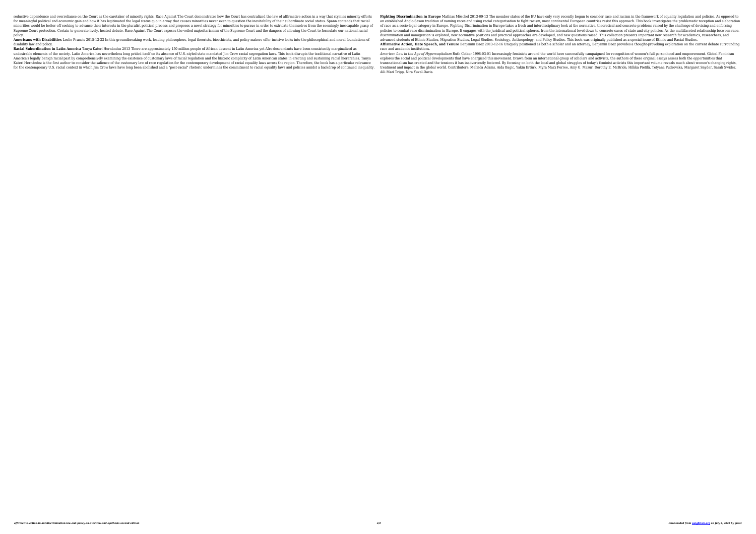seductive dependence and overreliance on the Court as the caretaker of minority rights. Race Against The Court demonstrates how the Court has centralized the law of affirmative action in a way that stymies minority efforts for meaningful political and economic gain and how it has legitimated the legal status quo in a way that causes minorities never even to question the inevitability of their subordinate social status. Spann contends that racial minorities would be better off seeking to advance their interests in the pluralist political process and proposes a novel strategy for minorities to pursue in order to extricate themselves from the seemingly inescapable grasp of Supreme Court protection. Certain to generate lively, heated debate, Race Against The Court exposes the veiled majoritarianism of the Supreme Court and the dangers of allowing the Court to formulate our national racial policy.

**Americans with Disabilities** Leslie Francis 2015-12-22 In this groundbreaking work, leading philosophers, legal theorists, bioethicists, and policy makers offer incisive looks into the philosophical and moral foundations of disability law and policy.

**Racial Subordination in Latin America** Tanya Katerí Hernández 2013 There are approximately 150 million people of African descent in Latin America yet Afro-descendants have been consistently marginalized as undesirable elements of the society. Latin America has nevertheless long prided itself on its absence of U.S.-styled state-mandated Jim Crow racial segregation laws. This book disrupts the traditional narrative of Latin America's legally benign racial past by comprehensively examining the existence of customary laws of racial regulation and the historic complicity of Latin American states in erecting and sustaining racial hierarchies. Tanya Katerí Hernández is the first author to consider the salience of the customary law of race regulation for the contemporary development of racial equality laws across the region. Therefore, the book has a particular relevance for the contemporary U.S. racial context in which Jim Crow laws have long been abolished and a "post-racial" rhetoric undermines the commitment to racial equality laws and policies amidst a backdrop of continued inequality.

**Fighting Discrimination in Europe** Mathias Möschel 2013-09-13 The member states of the EU have only very recently begun to consider race and racism in the framework of equality legislation and policies. As opposed to an established Anglo-Saxon tradition of naming races and using racial categorisation to fight racism, most continental European countries resist this approach. This book investigates the problematic reception and elaboration of race as a socio-legal category in Europe. Fighting Discrimination in Europe takes a fresh and interdisciplinary look at the normative, theoretical and concrete problems raised by the challenge of devising and enforcing policies to combat race discrimination in Europe. It engages with the juridical and political spheres, from the international level down to concrete cases of state and city policies. As the multifaceted relationship between race, discrimination and immigration is explored, new normative positions and practical approaches are developed, and new questions raised. This collection presents important new research for academics, researchers, and advanced students of Ethnic Studies, Migration Studies, Legal Studies, Sociology, Anthropology, and Policy Studies. This book was originally published as a special issue of Ethnic and Racial Studies.

**Affirmative Action, Hate Speech, and Tenure** Benjamin Baez 2013-12-16 Uniquely positioned as both a scholar and an attorney, Benjamin Baez provides a thought-provoking exploration on the current debate surrounding race and academic institutions.

*American Law in the Age of Hypercapitalism* Ruth Colker 1998-03-01 Increasingly feminists around the world have successfully campaigned for recognition of women's full personhood and empowerment. Global Feminism explores the social and political developments that have energized this movement. Drawn from an international group of scholars and activists, the authors of these original essays assess both the opportunities that transnationalism has created and the tensions it has inadvertently fostered. By focusing on both the local and global struggles of today's feminist activists this important volume reveals much about women's changing rights, treatment and impact in the global world. Contributors: Melinda Adams, Aida Bagic, Yakin Ertürk, Myra Marx Ferree, Amy G. Mazur, Dorothy E. McBride, Hilkka Pietilä, Tetyana Pudrovska, Margaret Snyder, Sarah Swider, Aili Mari Tripp, Nira Yuval-Davis.